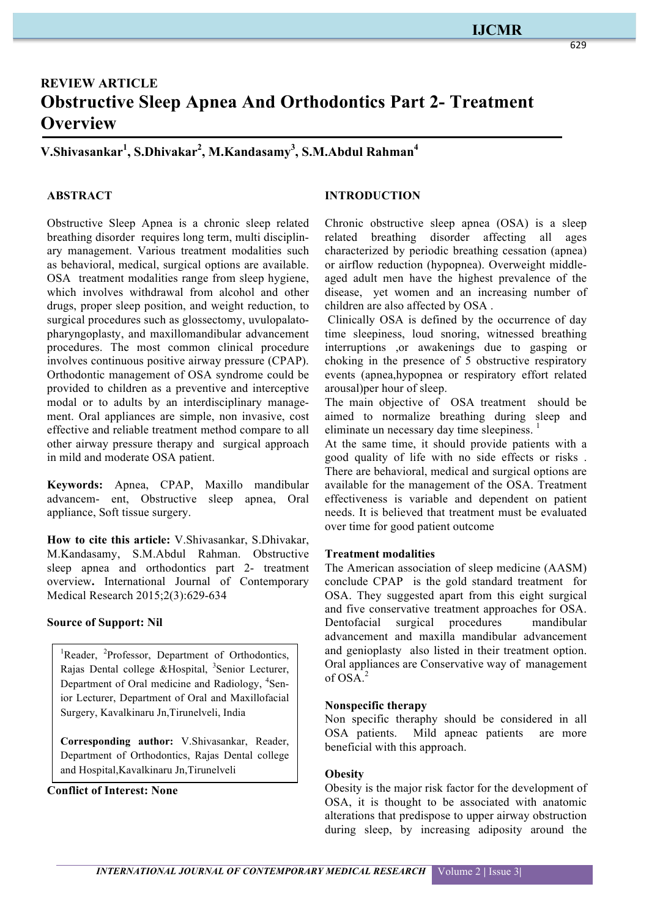## REVIEW ARTICLE

# Obstructive Sleep Apnea And Orthodontics Part 2- Treatment Overview

**V.Shivasankar[1], S.Dhivakar[2], M.Kandasamy[3], S.M.Abdul Rahman[4]**

### ABSTRACT

Obstructive Sleep Apnea is a chronic sleep related breathing disorder requires long term, multi disciplinary management. Various treatment modalities such as behavioral, medical, surgical options are available. OSA treatment modalities range from sleep hygiene, which involves withdrawal from alcohol and other drugs, proper sleep position, and weight reduction, to surgical procedures such as glossectomy, uvulopalatopharyngoplasty, and maxillomandibular advancement procedures. The most common clinical procedure involves continuous positive airway pressure (CPAP). Orthodontic management of OSA syndrome could be provided to children as a preventive and interceptive modal or to adults by an interdisciplinary management. Oral appliances are simple, non invasive, cost effective and reliable treatment method compare to all other airway pressure therapy and surgical approach in mild and moderate OSA patient.

**Keywords:** Apnea, CPAP, Maxillo mandibular advancem- ent, Obstructive sleep apnea, Oral appliance, Soft tissue surgery.

**How to cite this article:** V.Shivasankar, S.Dhivakar, M.Kandasamy, S.M.Abdul Rahman. Obstructive sleep apnea and orthodontics part 2- treatment overview**.** International Journal of Contemporary Medical Research 2015;2(3):629-634

**Source of Support: Nil**

[1]Reader, [2]Professor, Department of Orthodontics, Rajas Dental college &Hospital, [3]Senior Lecturer, Department of Oral medicine and Radiology, [4]Senior Lecturer, Department of Oral and Maxillofacial Surgery, Kavalkinaru Jn,Tirunelveli, India

**Corresponding author:** V.Shivasankar, Reader, Department of Orthodontics, Rajas Dental college and Hospital,Kavalkinaru Jn,Tirunelveli

**Conflict of Interest: None**

### INTRODUCTION

Chronic obstructive sleep apnea (OSA) is a sleep related breathing disorder affecting all ages characterized by periodic breathing cessation (apnea) or airflow reduction (hypopnea). Overweight middle-aged adult men have the highest prevalence of the disease, yet women and an increasing number of children are also affected by OSA .

Clinically OSA is defined by the occurrence of day time sleepiness, loud snoring, witnessed breathing interruptions ,or awakenings due to gasping or choking in the presence of 5 obstructive respiratory events (apnea,hypopnea or respiratory effort related arousal)per hour of sleep.

The main objective of OSA treatment should be aimed to normalize breathing during sleep and eliminate un necessary day time sleepiness. [1]

At the same time, it should provide patients with a good quality of life with no side effects or risks . There are behavioral, medical and surgical options are available for the management of the OSA. Treatment effectiveness is variable and dependent on patient needs. It is believed that treatment must be evaluated over time for good patient outcome

#### Treatment modalities

The American association of sleep medicine (AASM) conclude CPAP is the gold standard treatment for OSA. They suggested apart from this eight surgical and five conservative treatment approaches for OSA. Dentofacial surgical procedures mandibular advancement and maxilla mandibular advancement and genioplasty also listed in their treatment option. Oral appliances are Conservative way of management of OSA.[2]

#### Nonspecific therapy

Non specific theraphy should be considered in all OSA patients. Mild apneac patients are more beneficial with this approach.

#### Obesity

Obesity is the major risk factor for the development of OSA, it is thought to be associated with anatomic alterations that predispose to upper airway obstruction during sleep, by increasing adiposity around the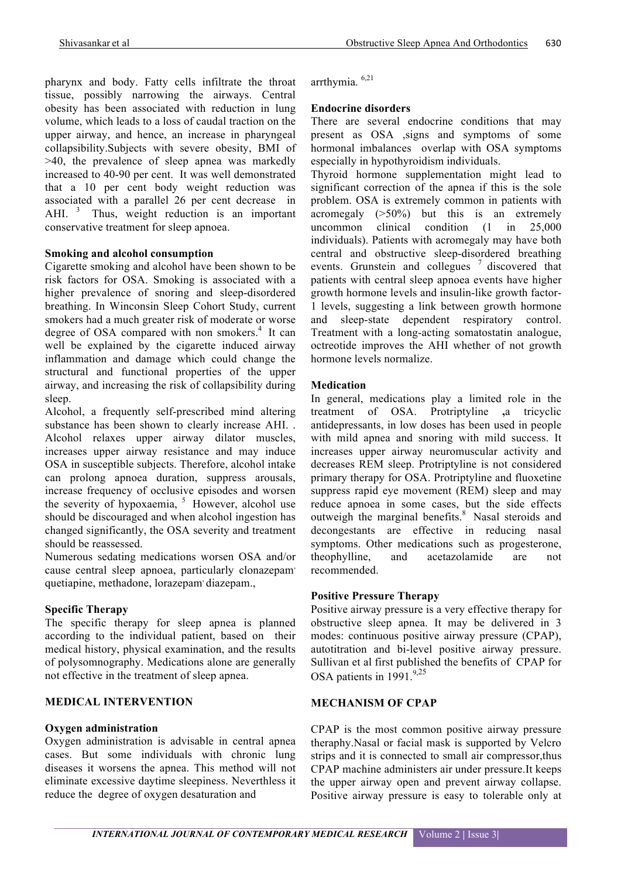pharynx and body. Fatty cells infiltrate the throat tissue, possibly narrowing the airways. Central obesity has been associated with reduction in lung volume, which leads to a loss of caudal traction on the upper airway, and hence, an increase in pharyngeal collapsibility.Subjects with severe obesity, BMI of >40, the prevalence of sleep apnea was markedly increased to 40-90 per cent. It was well demonstrated that a 10 per cent body weight reduction was associated with a parallel 26 per cent decrease in AHI. [3] Thus, weight reduction is an important conservative treatment for sleep apnoea.

**Smoking and alcohol consumption**

Cigarette smoking and alcohol have been shown to be risk factors for OSA. Smoking is associated with a higher prevalence of snoring and sleep-disordered breathing. In Winconsin Sleep Cohort Study, current smokers had a much greater risk of moderate or worse degree of OSA compared with non smokers.[4] It can well be explained by the cigarette induced airway inflammation and damage which could change the structural and functional properties of the upper airway, and increasing the risk of collapsibility during sleep.

Alcohol, a frequently self-prescribed mind altering substance has been shown to clearly increase AHI. . Alcohol relaxes upper airway dilator muscles, increases upper airway resistance and may induce OSA in susceptible subjects. Therefore, alcohol intake can prolong apnoea duration, suppress arousals, increase frequency of occlusive episodes and worsen the severity of hypoxaemia, [5] However, alcohol use should be discouraged and when alcohol ingestion has changed significantly, the OSA severity and treatment should be reassessed.

Numerous sedating medications worsen OSA and/or cause central sleep apnoea, particularly clonazepam, quetiapine, methadone, lorazepam, diazepam.,

**Specific Therapy**

The specific therapy for sleep apnea is planned according to the individual patient, based on their medical history, physical examination, and the results of polysomnography. Medications alone are generally not effective in the treatment of sleep apnea.

## MEDICAL INTERVENTION

**Oxygen administration**

Oxygen administration is advisable in central apnea cases. But some individuals with chronic lung diseases it worsens the apnea. This method will not eliminate excessive daytime sleepiness. Neverthless it reduce the degree of oxygen desaturation and arrthymia. [6,21]

**Endocrine disorders**

There are several endocrine conditions that may present as OSA ,signs and symptoms of some hormonal imbalances overlap with OSA symptoms especially in hypothyroidism individuals.

Thyroid hormone supplementation might lead to significant correction of the apnea if this is the sole problem. OSA is extremely common in patients with acromegaly (>50%) but this is an extremely uncommon clinical condition (1 in 25,000 individuals). Patients with acromegaly may have both central and obstructive sleep-disordered breathing events. Grunstein and collegues [7] discovered that patients with central sleep apnoea events have higher growth hormone levels and insulin-like growth factor-1 levels, suggesting a link between growth hormone and sleep-state dependent respiratory control. Treatment with a long-acting somatostatin analogue, octreotide improves the AHI whether of not growth hormone levels normalize.

**Medication**

In general, medications play a limited role in the treatment of OSA. Protriptyline **,**a tricyclic antidepressants, in low doses has been used in people with mild apnea and snoring with mild success. It increases upper airway neuromuscular activity and decreases REM sleep. Protriptyline is not considered primary therapy for OSA. Protriptyline and fluoxetine suppress rapid eye movement (REM) sleep and may reduce apnoea in some cases, but the side effects outweigh the marginal benefits.[8] Nasal steroids and decongestants are effective in reducing nasal symptoms. Other medications such as progesterone, theophylline, and acetazolamide are not recommended.

**Positive Pressure Therapy**

Positive airway pressure is a very effective therapy for obstructive sleep apnea. It may be delivered in 3 modes: continuous positive airway pressure (CPAP), autotitration and bi-level positive airway pressure. Sullivan et al first published the benefits of CPAP for OSA patients in 1991.[9,25]

## MECHANISM OF CPAP

CPAP is the most common positive airway pressure theraphy.Nasal or facial mask is supported by Velcro strips and it is connected to small air compressor,thus CPAP machine administers air under pressure.It keeps the upper airway open and prevent airway collapse. Positive airway pressure is easy to tolerable only at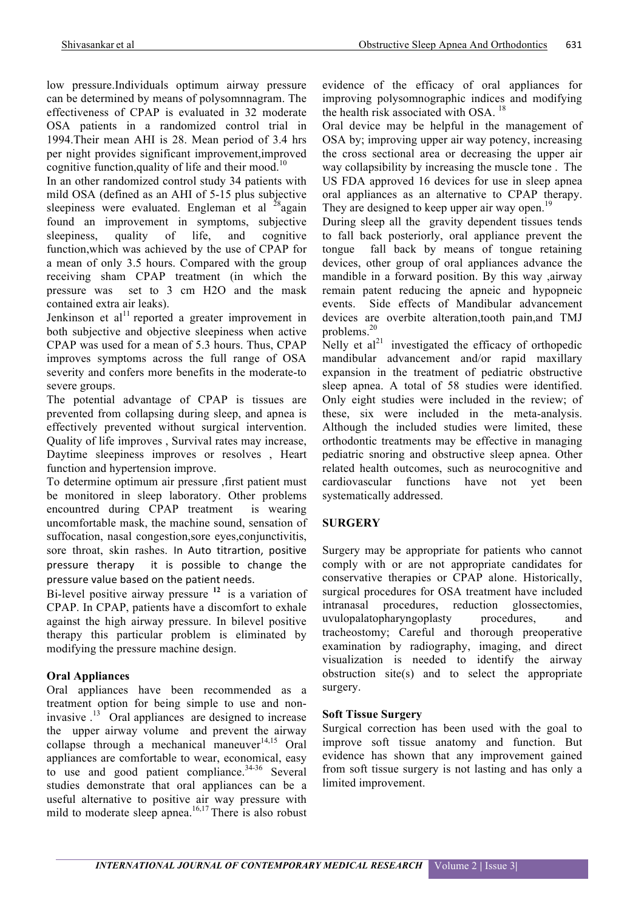low pressure.Individuals optimum airway pressure can be determined by means of polysomnnagram. The effectiveness of CPAP is evaluated in 32 moderate OSA patients in a randomized control trial in 1994.Their mean AHI is 28. Mean period of 3.4 hrs per night provides significant improvement,improved cognitive function,quality of life and their mood.[10]

In an other randomized control study 34 patients with mild OSA (defined as an AHI of 5-15 plus subjective sleepiness were evaluated. Engleman et al [28]again found an improvement in symptoms, subjective sleepiness, quality of life, and cognitive function,which was achieved by the use of CPAP for a mean of only 3.5 hours. Compared with the group receiving sham CPAP treatment (in which the pressure was set to 3 cm H2O and the mask contained extra air leaks).

Jenkinson et al[11] reported a greater improvement in both subjective and objective sleepiness when active CPAP was used for a mean of 5.3 hours. Thus, CPAP improves symptoms across the full range of OSA severity and confers more benefits in the moderate-to severe groups.

The potential advantage of CPAP is tissues are prevented from collapsing during sleep, and apnea is effectively prevented without surgical intervention. Quality of life improves , Survival rates may increase, Daytime sleepiness improves or resolves , Heart function and hypertension improve.

To determine optimum air pressure ,first patient must be monitored in sleep laboratory. Other problems encountred during CPAP treatment is wearing uncomfortable mask, the machine sound, sensation of suffocation, nasal congestion,sore eyes,conjunctivitis, sore throat, skin rashes. In Auto titrartion, positive pressure therapy it is possible to change the pressure value based on the patient needs.

Bi-level positive airway pressure [12] is a variation of CPAP. In CPAP, patients have a discomfort to exhale against the high airway pressure. In bilevel positive therapy this particular problem is eliminated by modifying the pressure machine design.

### Oral Appliances

Oral appliances have been recommended as a treatment option for being simple to use and non-invasive .[13] Oral appliances are designed to increase the upper airway volume and prevent the airway collapse through a mechanical maneuver[14,15] Oral appliances are comfortable to wear, economical, easy to use and good patient compliance.[34-36] Several studies demonstrate that oral appliances can be a useful alternative to positive air way pressure with mild to moderate sleep apnea.[16,17] There is also robust evidence of the efficacy of oral appliances for improving polysomnographic indices and modifying the health risk associated with OSA. [18]

Oral device may be helpful in the management of OSA by; improving upper air way potency, increasing the cross sectional area or decreasing the upper air way collapsibility by increasing the muscle tone . The US FDA approved 16 devices for use in sleep apnea oral appliances as an alternative to CPAP therapy. They are designed to keep upper air way open.[19]

During sleep all the gravity dependent tissues tends to fall back posteriorly, oral appliance prevent the tongue fall back by means of tongue retaining devices, other group of oral appliances advance the mandible in a forward position. By this way ,airway remain patent reducing the apneic and hypopneic events. Side effects of Mandibular advancement devices are overbite alteration,tooth pain,and TMJ problems.[20]

Nelly et al[21] investigated the efficacy of orthopedic mandibular advancement and/or rapid maxillary expansion in the treatment of pediatric obstructive sleep apnea. A total of 58 studies were identified. Only eight studies were included in the review; of these, six were included in the meta-analysis. Although the included studies were limited, these orthodontic treatments may be effective in managing pediatric snoring and obstructive sleep apnea. Other related health outcomes, such as neurocognitive and cardiovascular functions have not yet been systematically addressed.

## SURGERY

Surgery may be appropriate for patients who cannot comply with or are not appropriate candidates for conservative therapies or CPAP alone. Historically, surgical procedures for OSA treatment have included intranasal procedures, reduction glossectomies, uvulopalatopharyngoplasty procedures, and tracheostomy; Careful and thorough preoperative examination by radiography, imaging, and direct visualization is needed to identify the airway obstruction site(s) and to select the appropriate surgery.

### Soft Tissue Surgery

Surgical correction has been used with the goal to improve soft tissue anatomy and function. But evidence has shown that any improvement gained from soft tissue surgery is not lasting and has only a limited improvement.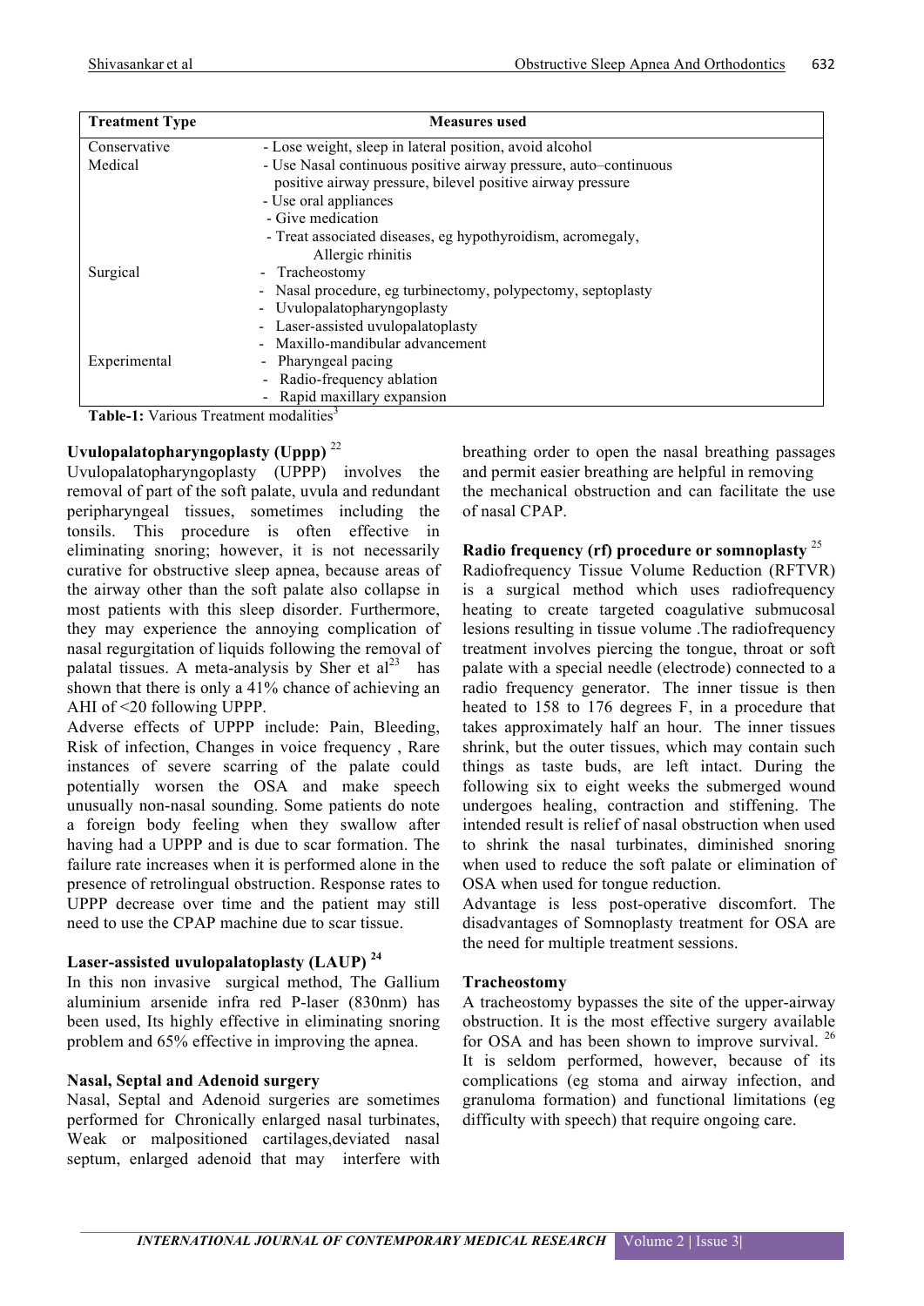| Treatment Type | Measures used |
|---|---|
| Conservative | - Lose weight, sleep in lateral position, avoid alcohol |
| Medical | - Use Nasal continuous positive airway pressure, auto–continuous positive airway pressure, bilevel positive airway pressure<br>- Use oral appliances<br>- Give medication<br>- Treat associated diseases, eg hypothyroidism, acromegaly, Allergic rhinitis |
| Surgical | - Tracheostomy<br>- Nasal procedure, eg turbinectomy, polypectomy, septoplasty<br>- Uvulopalatopharyngoplasty<br>- Laser-assisted uvulopalatoplasty<br>- Maxillo-mandibular advancement |
| Experimental | - Pharyngeal pacing<br>- Radio-frequency ablation<br>- Rapid maxillary expansion |

**Table-1:** Various Treatment modalities[3]

### Uvulopalatopharyngoplasty (Uppp) [22]

Uvulopalatopharyngoplasty (UPPP) involves the removal of part of the soft palate, uvula and redundant peripharyngeal tissues, sometimes including the tonsils. This procedure is often effective in eliminating snoring; however, it is not necessarily curative for obstructive sleep apnea, because areas of the airway other than the soft palate also collapse in most patients with this sleep disorder. Furthermore, they may experience the annoying complication of nasal regurgitation of liquids following the removal of palatal tissues. A meta-analysis by Sher et al[23] has shown that there is only a 41% chance of achieving an AHI of <20 following UPPP.

Adverse effects of UPPP include: Pain, Bleeding, Risk of infection, Changes in voice frequency , Rare instances of severe scarring of the palate could potentially worsen the OSA and make speech unusually non-nasal sounding. Some patients do note a foreign body feeling when they swallow after having had a UPPP and is due to scar formation. The failure rate increases when it is performed alone in the presence of retrolingual obstruction. Response rates to UPPP decrease over time and the patient may still need to use the CPAP machine due to scar tissue.

### Laser-assisted uvulopalatoplasty (LAUP) [24]

In this non invasive surgical method, The Gallium aluminium arsenide infra red P-laser (830nm) has been used, Its highly effective in eliminating snoring problem and 65% effective in improving the apnea.

### Nasal, Septal and Adenoid surgery

Nasal, Septal and Adenoid surgeries are sometimes performed for Chronically enlarged nasal turbinates, Weak or malpositioned cartilages,deviated nasal septum, enlarged adenoid that may interfere with breathing order to open the nasal breathing passages and permit easier breathing are helpful in removing the mechanical obstruction and can facilitate the use of nasal CPAP.

### Radio frequency (rf) procedure or somnoplasty [25]

Radiofrequency Tissue Volume Reduction (RFTVR) is a surgical method which uses radiofrequency heating to create targeted coagulative submucosal lesions resulting in tissue volume .The radiofrequency treatment involves piercing the tongue, throat or soft palate with a special needle (electrode) connected to a radio frequency generator. The inner tissue is then heated to 158 to 176 degrees F, in a procedure that takes approximately half an hour. The inner tissues shrink, but the outer tissues, which may contain such things as taste buds, are left intact. During the following six to eight weeks the submerged wound undergoes healing, contraction and stiffening. The intended result is relief of nasal obstruction when used to shrink the nasal turbinates, diminished snoring when used to reduce the soft palate or elimination of OSA when used for tongue reduction.

Advantage is less post-operative discomfort. The disadvantages of Somnoplasty treatment for OSA are the need for multiple treatment sessions.

### Tracheostomy

A tracheostomy bypasses the site of the upper-airway obstruction. It is the most effective surgery available for OSA and has been shown to improve survival. [26] It is seldom performed, however, because of its complications (eg stoma and airway infection, and granuloma formation) and functional limitations (eg difficulty with speech) that require ongoing care.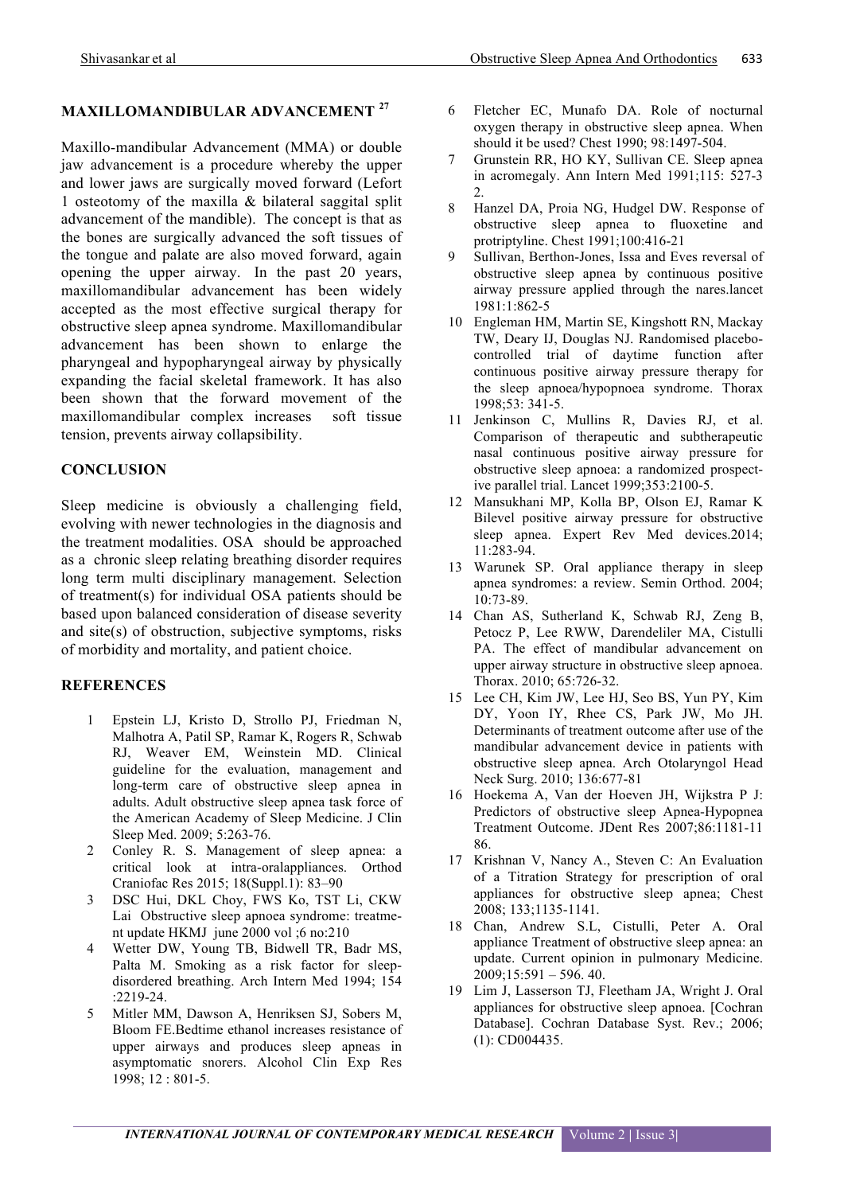## MAXILLOMANDIBULAR ADVANCEMENT [27]

Maxillo-mandibular Advancement (MMA) or double jaw advancement is a procedure whereby the upper and lower jaws are surgically moved forward (Lefort 1 osteotomy of the maxilla & bilateral saggital split advancement of the mandible). The concept is that as the bones are surgically advanced the soft tissues of the tongue and palate are also moved forward, again opening the upper airway. In the past 20 years, maxillomandibular advancement has been widely accepted as the most effective surgical therapy for obstructive sleep apnea syndrome. Maxillomandibular advancement has been shown to enlarge the pharyngeal and hypopharyngeal airway by physically expanding the facial skeletal framework. It has also been shown that the forward movement of the maxillomandibular complex increases soft tissue tension, prevents airway collapsibility.

## CONCLUSION

Sleep medicine is obviously a challenging field, evolving with newer technologies in the diagnosis and the treatment modalities. OSA should be approached as a chronic sleep relating breathing disorder requires long term multi disciplinary management. Selection of treatment(s) for individual OSA patients should be based upon balanced consideration of disease severity and site(s) of obstruction, subjective symptoms, risks of morbidity and mortality, and patient choice.

## REFERENCES

1. Epstein LJ, Kristo D, Strollo PJ, Friedman N, Malhotra A, Patil SP, Ramar K, Rogers R, Schwab RJ, Weaver EM, Weinstein MD. Clinical guideline for the evaluation, management and long-term care of obstructive sleep apnea in adults. Adult obstructive sleep apnea task force of the American Academy of Sleep Medicine. J Clin Sleep Med. 2009; 5:263-76.
2. Conley R. S. Management of sleep apnea: a critical look at intra-oralappliances. Orthod Craniofac Res 2015; 18(Suppl.1): 83–90
3. DSC Hui, DKL Choy, FWS Ko, TST Li, CKW Lai Obstructive sleep apnoea syndrome: treatment update HKMJ june 2000 vol ;6 no:210
4. Wetter DW, Young TB, Bidwell TR, Badr MS, Palta M. Smoking as a risk factor for sleep-disordered breathing. Arch Intern Med 1994; 154 :2219-24.
5. Mitler MM, Dawson A, Henriksen SJ, Sobers M, Bloom FE.Bedtime ethanol increases resistance of upper airways and produces sleep apneas in asymptomatic snorers. Alcohol Clin Exp Res 1998; 12 : 801-5.
6. Fletcher EC, Munafo DA. Role of nocturnal oxygen therapy in obstructive sleep apnea. When should it be used? Chest 1990; 98:1497-504.
7. Grunstein RR, HO KY, Sullivan CE. Sleep apnea in acromegaly. Ann Intern Med 1991;115: 527-32.
8. Hanzel DA, Proia NG, Hudgel DW. Response of obstructive sleep apnea to fluoxetine and protriptyline. Chest 1991;100:416-21
9. Sullivan, Berthon-Jones, Issa and Eves reversal of obstructive sleep apnea by continuous positive airway pressure applied through the nares.lancet 1981:1:862-5
10. Engleman HM, Martin SE, Kingshott RN, Mackay TW, Deary IJ, Douglas NJ. Randomised placebo-controlled trial of daytime function after continuous positive airway pressure therapy for the sleep apnoea/hypopnoea syndrome. Thorax 1998;53: 341-5.
11. Jenkinson C, Mullins R, Davies RJ, et al. Comparison of therapeutic and subtherapeutic nasal continuous positive airway pressure for obstructive sleep apnoea: a randomized prospective parallel trial. Lancet 1999;353:2100-5.
12. Mansukhani MP, Kolla BP, Olson EJ, Ramar K Bilevel positive airway pressure for obstructive sleep apnea. Expert Rev Med devices.2014; 11:283-94.
13. Warunek SP. Oral appliance therapy in sleep apnea syndromes: a review. Semin Orthod. 2004; 10:73-89.
14. Chan AS, Sutherland K, Schwab RJ, Zeng B, Petocz P, Lee RWW, Darendeliler MA, Cistulli PA. The effect of mandibular advancement on upper airway structure in obstructive sleep apnoea. Thorax. 2010; 65:726-32.
15. Lee CH, Kim JW, Lee HJ, Seo BS, Yun PY, Kim DY, Yoon IY, Rhee CS, Park JW, Mo JH. Determinants of treatment outcome after use of the mandibular advancement device in patients with obstructive sleep apnea. Arch Otolaryngol Head Neck Surg. 2010; 136:677-81
16. Hoekema A, Van der Hoeven JH, Wijkstra P J: Predictors of obstructive sleep Apnea-Hypopnea Treatment Outcome. JDent Res 2007;86:1181-1186.
17. Krishnan V, Nancy A., Steven C: An Evaluation of a Titration Strategy for prescription of oral appliances for obstructive sleep apnea; Chest 2008; 133;1135-1141.
18. Chan, Andrew S.L, Cistulli, Peter A. Oral appliance Treatment of obstructive sleep apnea: an update. Current opinion in pulmonary Medicine. 2009;15:591 – 596. 40.
19. Lim J, Lasserson TJ, Fleetham JA, Wright J. Oral appliances for obstructive sleep apnoea. [Cochran Database]. Cochran Database Syst. Rev.; 2006; (1): CD004435.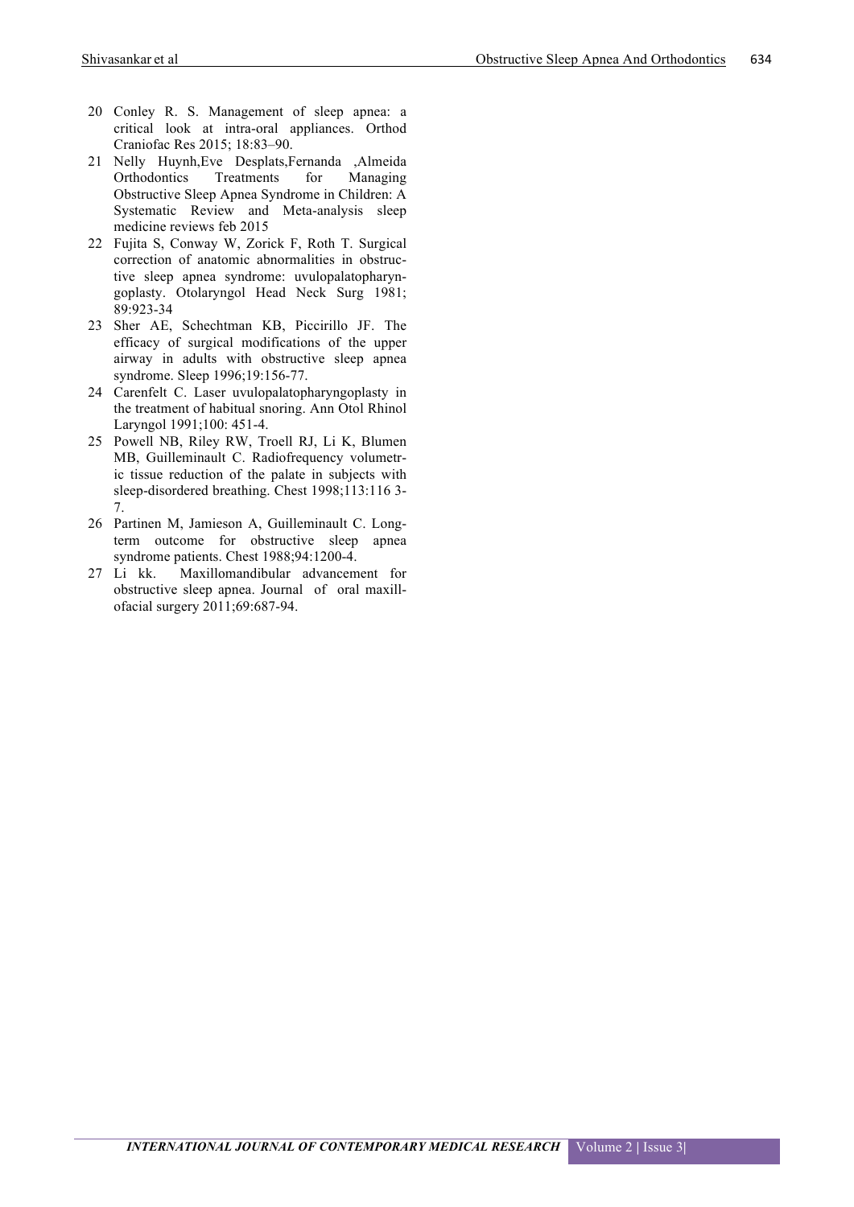20 Conley R. S. Management of sleep apnea: a critical look at intra-oral appliances. Orthod Craniofac Res 2015; 18:83–90.

21 Nelly Huynh,Eve Desplats,Fernanda ,Almeida Orthodontics Treatments for Managing Obstructive Sleep Apnea Syndrome in Children: A Systematic Review and Meta-analysis sleep medicine reviews feb 2015

22 Fujita S, Conway W, Zorick F, Roth T. Surgical correction of anatomic abnormalities in obstructive sleep apnea syndrome: uvulopalatopharyngoplasty. Otolaryngol Head Neck Surg 1981; 89:923-34

23 Sher AE, Schechtman KB, Piccirillo JF. The efficacy of surgical modifications of the upper airway in adults with obstructive sleep apnea syndrome. Sleep 1996;19:156-77.

24 Carenfelt C. Laser uvulopalatopharyngoplasty in the treatment of habitual snoring. Ann Otol Rhinol Laryngol 1991;100: 451-4.

25 Powell NB, Riley RW, Troell RJ, Li K, Blumen MB, Guilleminault C. Radiofrequency volumetric tissue reduction of the palate in subjects with sleep-disordered breathing. Chest 1998;113:116 3-7.

26 Partinen M, Jamieson A, Guilleminault C. Long-term outcome for obstructive sleep apnea syndrome patients. Chest 1988;94:1200-4.

27 Li kk. Maxillomandibular advancement for obstructive sleep apnea. Journal of oral maxillofacial surgery 2011;69:687-94.